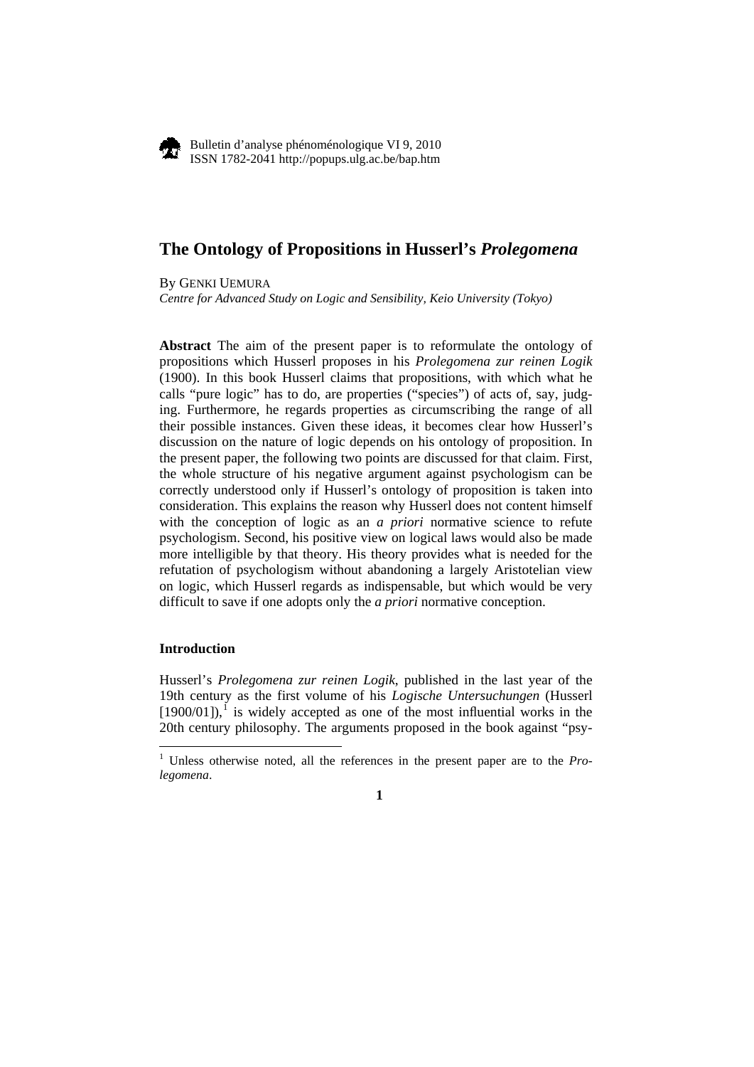# The Ontology of Propositions in Husserl's *Prolegomena*

By GENKI UEMURA
*Centre for Advanced Study on Logic and Sensibility, Keio University (Tokyo)*

**Abstract** The aim of the present paper is to reformulate the ontology of propositions which Husserl proposes in his *Prolegomena zur reinen Logik* (1900). In this book Husserl claims that propositions, with which what he calls "pure logic" has to do, are properties ("species") of acts of, say, judging. Furthermore, he regards properties as circumscribing the range of all their possible instances. Given these ideas, it becomes clear how Husserl's discussion on the nature of logic depends on his ontology of proposition. In the present paper, the following two points are discussed for that claim. First, the whole structure of his negative argument against psychologism can be correctly understood only if Husserl's ontology of proposition is taken into consideration. This explains the reason why Husserl does not content himself with the conception of logic as an *a priori* normative science to refute psychologism. Second, his positive view on logical laws would also be made more intelligible by that theory. His theory provides what is needed for the refutation of psychologism without abandoning a largely Aristotelian view on logic, which Husserl regards as indispensable, but which would be very difficult to save if one adopts only the *a priori* normative conception.

### Introduction

Husserl's *Prolegomena zur reinen Logik*, published in the last year of the 19th century as the first volume of his *Logische Untersuchungen* (Husserl [1900/01]),[1] is widely accepted as one of the most influential works in the 20th century philosophy. The arguments proposed in the book against "psy-

[1] Unless otherwise noted, all the references in the present paper are to the *Prolegomena*.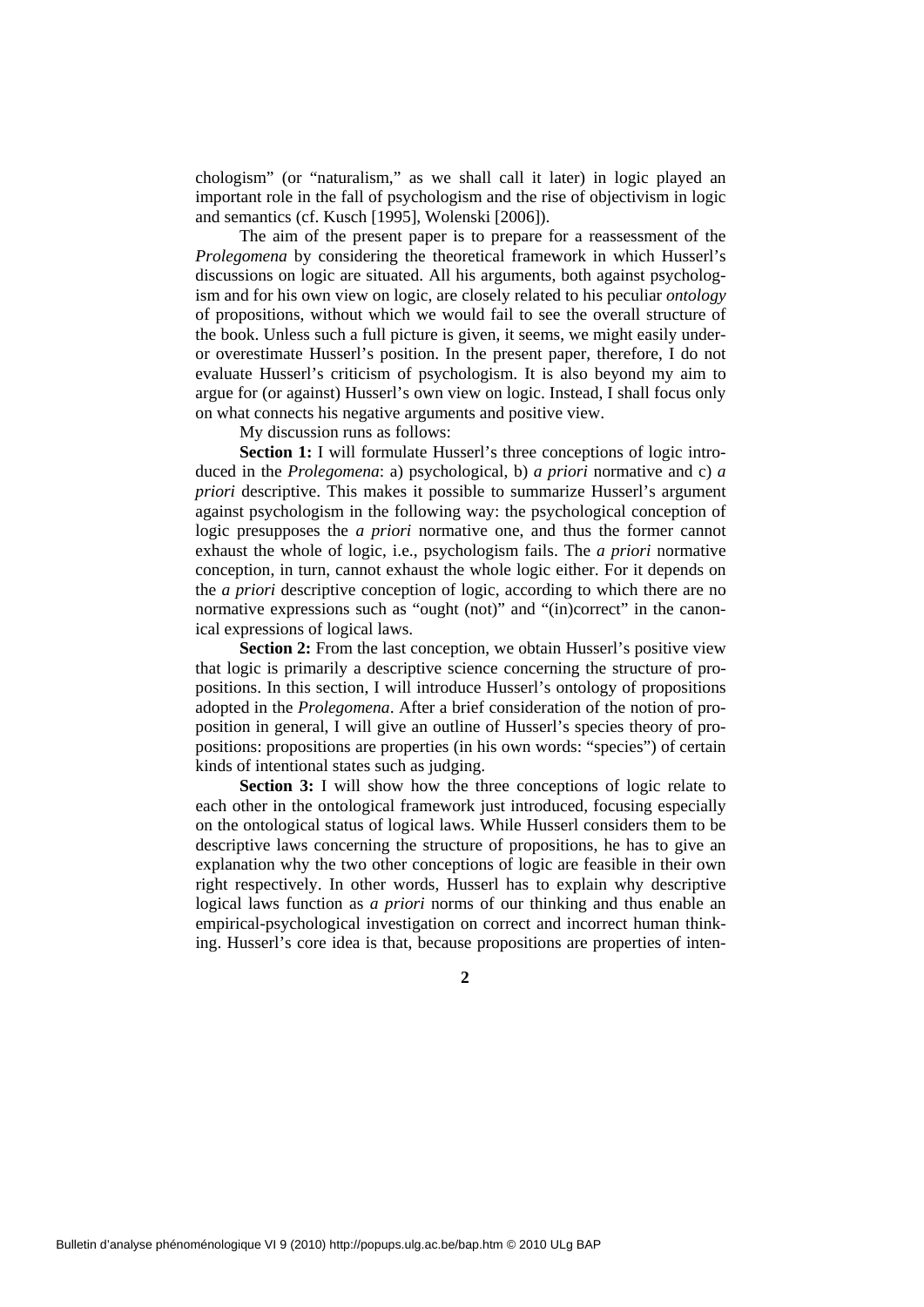chologism" (or "naturalism," as we shall call it later) in logic played an important role in the fall of psychologism and the rise of objectivism in logic and semantics (cf. Kusch [1995], Wolenski [2006]).

The aim of the present paper is to prepare for a reassessment of the *Prolegomena* by considering the theoretical framework in which Husserl's discussions on logic are situated. All his arguments, both against psychologism and for his own view on logic, are closely related to his peculiar *ontology* of propositions, without which we would fail to see the overall structure of the book. Unless such a full picture is given, it seems, we might easily under- or overestimate Husserl's position. In the present paper, therefore, I do not evaluate Husserl's criticism of psychologism. It is also beyond my aim to argue for (or against) Husserl's own view on logic. Instead, I shall focus only on what connects his negative arguments and positive view.

My discussion runs as follows:

**Section 1:** I will formulate Husserl's three conceptions of logic introduced in the *Prolegomena*: a) psychological, b) *a priori* normative and c) *a priori* descriptive. This makes it possible to summarize Husserl's argument against psychologism in the following way: the psychological conception of logic presupposes the *a priori* normative one, and thus the former cannot exhaust the whole of logic, i.e., psychologism fails. The *a priori* normative conception, in turn, cannot exhaust the whole logic either. For it depends on the *a priori* descriptive conception of logic, according to which there are no normative expressions such as "ought (not)" and "(in)correct" in the canonical expressions of logical laws.

**Section 2:** From the last conception, we obtain Husserl's positive view that logic is primarily a descriptive science concerning the structure of propositions. In this section, I will introduce Husserl's ontology of propositions adopted in the *Prolegomena*. After a brief consideration of the notion of proposition in general, I will give an outline of Husserl's species theory of propositions: propositions are properties (in his own words: "species") of certain kinds of intentional states such as judging.

**Section 3:** I will show how the three conceptions of logic relate to each other in the ontological framework just introduced, focusing especially on the ontological status of logical laws. While Husserl considers them to be descriptive laws concerning the structure of propositions, he has to give an explanation why the two other conceptions of logic are feasible in their own right respectively. In other words, Husserl has to explain why descriptive logical laws function as *a priori* norms of our thinking and thus enable an empirical-psychological investigation on correct and incorrect human thinking. Husserl's core idea is that, because propositions are properties of inten-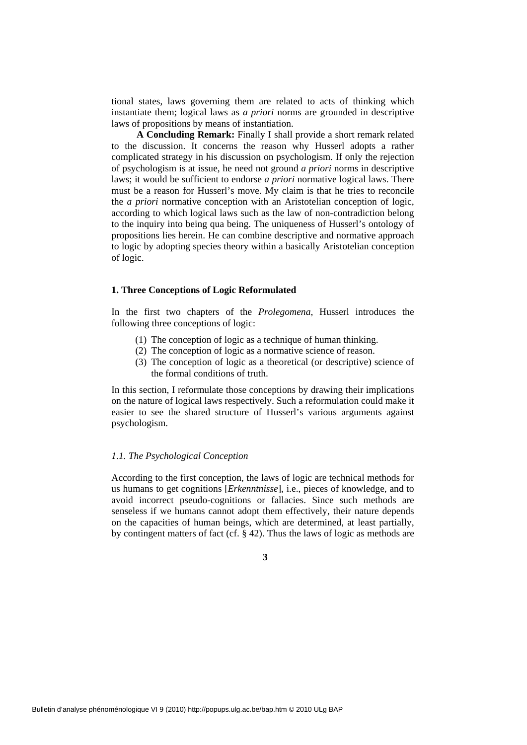tional states, laws governing them are related to acts of thinking which instantiate them; logical laws as *a priori* norms are grounded in descriptive laws of propositions by means of instantiation.

**A Concluding Remark:** Finally I shall provide a short remark related to the discussion. It concerns the reason why Husserl adopts a rather complicated strategy in his discussion on psychologism. If only the rejection of psychologism is at issue, he need not ground *a priori* norms in descriptive laws; it would be sufficient to endorse *a priori* normative logical laws. There must be a reason for Husserl's move. My claim is that he tries to reconcile the *a priori* normative conception with an Aristotelian conception of logic, according to which logical laws such as the law of non-contradiction belong to the inquiry into being qua being. The uniqueness of Husserl's ontology of propositions lies herein. He can combine descriptive and normative approach to logic by adopting species theory within a basically Aristotelian conception of logic.

## 1. Three Conceptions of Logic Reformulated

In the first two chapters of the *Prolegomena*, Husserl introduces the following three conceptions of logic:

1. The conception of logic as a technique of human thinking.
2. The conception of logic as a normative science of reason.
3. The conception of logic as a theoretical (or descriptive) science of the formal conditions of truth.

In this section, I reformulate those conceptions by drawing their implications on the nature of logical laws respectively. Such a reformulation could make it easier to see the shared structure of Husserl's various arguments against psychologism.

### *1.1. The Psychological Conception*

According to the first conception, the laws of logic are technical methods for us humans to get cognitions [*Erkenntnisse*], i.e., pieces of knowledge, and to avoid incorrect pseudo-cognitions or fallacies. Since such methods are senseless if we humans cannot adopt them effectively, their nature depends on the capacities of human beings, which are determined, at least partially, by contingent matters of fact (cf. § 42). Thus the laws of logic as methods are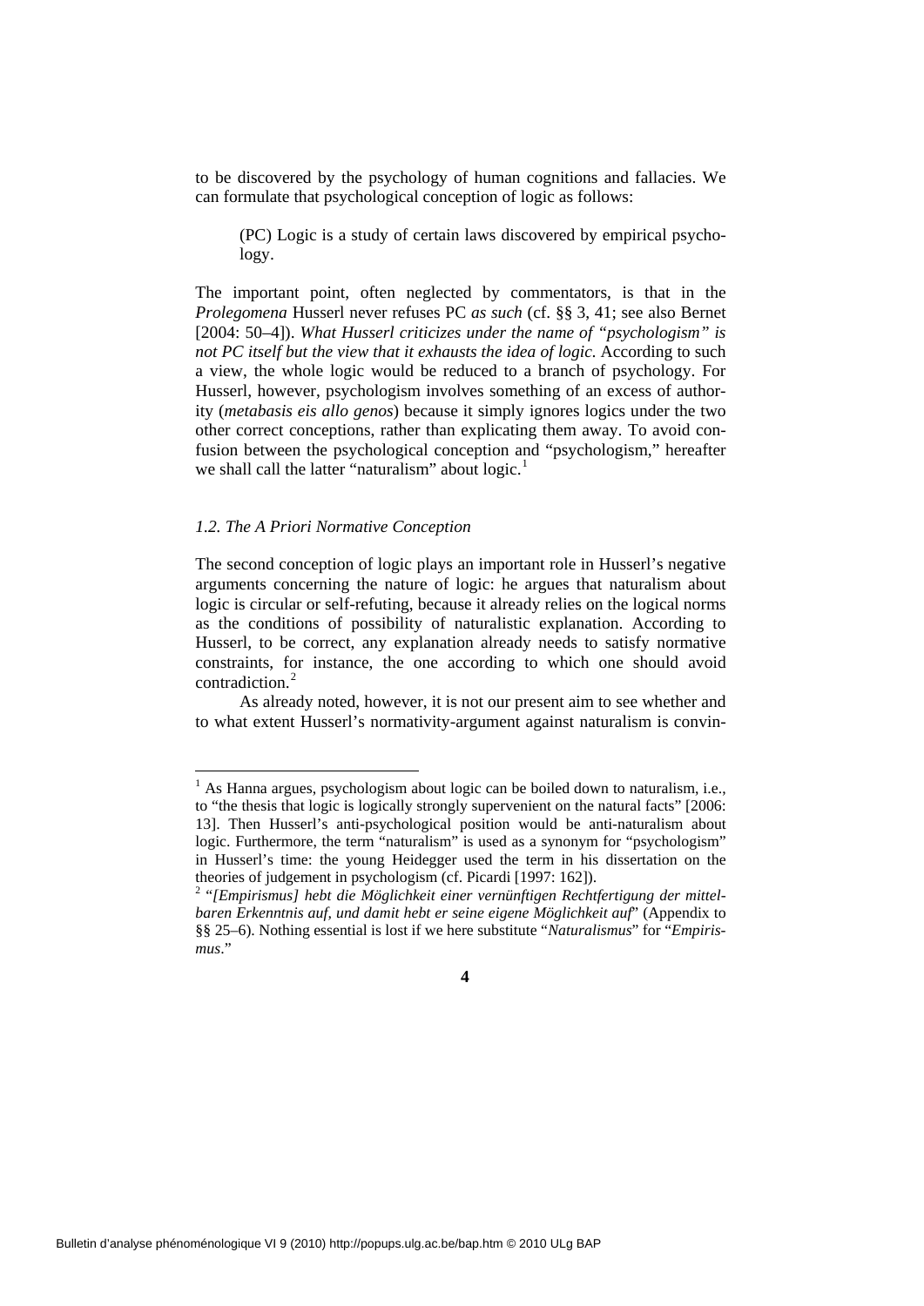to be discovered by the psychology of human cognitions and fallacies. We can formulate that psychological conception of logic as follows:

> (PC) Logic is a study of certain laws discovered by empirical psychology.

The important point, often neglected by commentators, is that in the *Prolegomena* Husserl never refuses PC *as such* (cf. §§ 3, 41; see also Bernet [2004: 50–4]). *What Husserl criticizes under the name of "psychologism" is not PC itself but the view that it exhausts the idea of logic*. According to such a view, the whole logic would be reduced to a branch of psychology. For Husserl, however, psychologism involves something of an excess of authority (*metabasis eis allo genos*) because it simply ignores logics under the two other correct conceptions, rather than explicating them away. To avoid confusion between the psychological conception and "psychologism," hereafter we shall call the latter "naturalism" about logic.[1]

### *1.2. The A Priori Normative Conception*

The second conception of logic plays an important role in Husserl's negative arguments concerning the nature of logic: he argues that naturalism about logic is circular or self-refuting, because it already relies on the logical norms as the conditions of possibility of naturalistic explanation. According to Husserl, to be correct, any explanation already needs to satisfy normative constraints, for instance, the one according to which one should avoid contradiction.[2]

As already noted, however, it is not our present aim to see whether and to what extent Husserl's normativity-argument against naturalism is convin-

---

[1] As Hanna argues, psychologism about logic can be boiled down to naturalism, i.e., to "the thesis that logic is logically strongly supervenient on the natural facts" [2006: 13]. Then Husserl's anti-psychological position would be anti-naturalism about logic. Furthermore, the term "naturalism" is used as a synonym for "psychologism" in Husserl's time: the young Heidegger used the term in his dissertation on the theories of judgement in psychologism (cf. Picardi [1997: 162]).

[2] "*[Empirismus] hebt die Möglichkeit einer vernünftigen Rechtfertigung der mittelbaren Erkenntnis auf, und damit hebt er seine eigene Möglichkeit auf*" (Appendix to §§ 25–6). Nothing essential is lost if we here substitute "*Naturalismus*" for "*Empirismus*."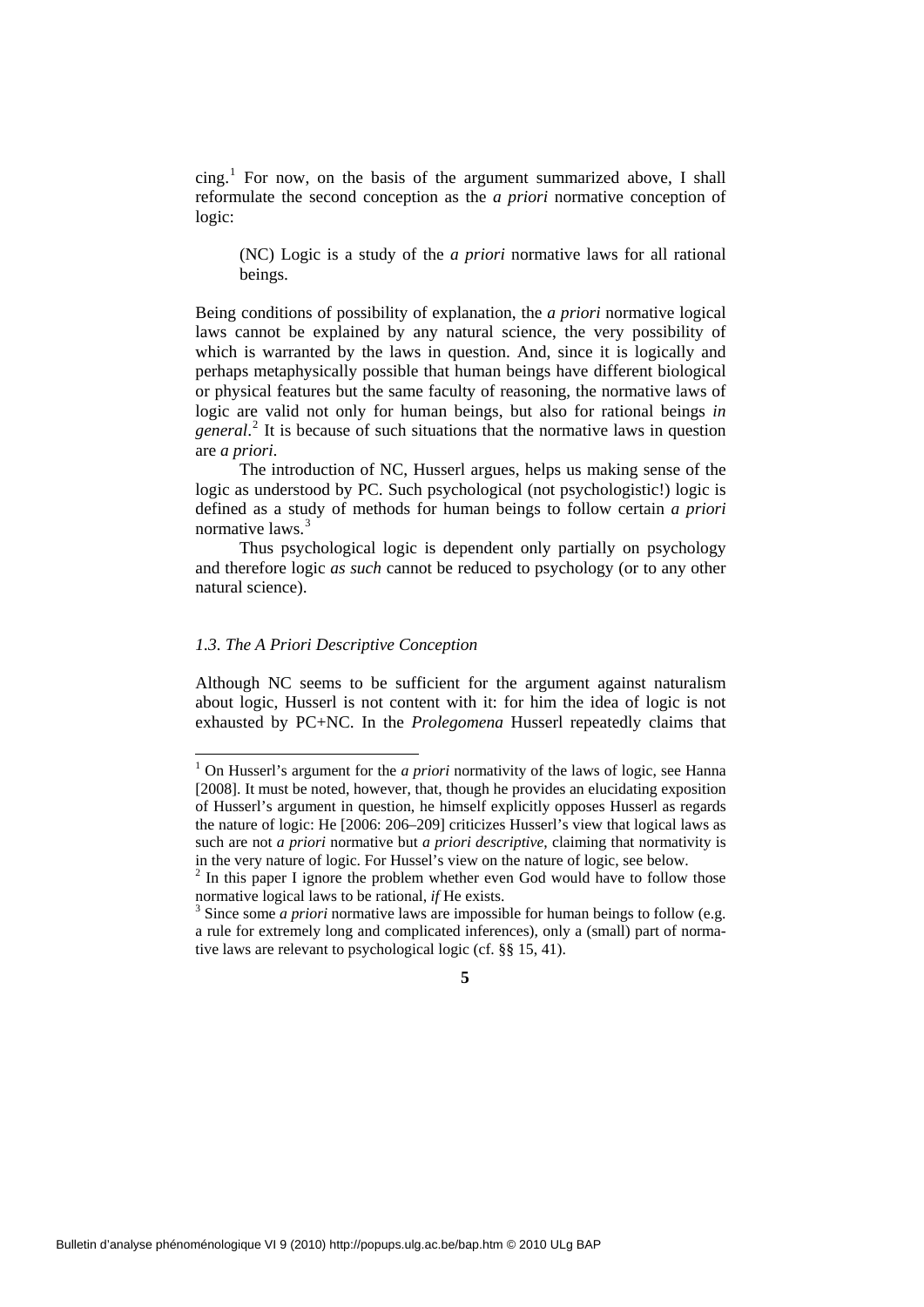cing.[1] For now, on the basis of the argument summarized above, I shall reformulate the second conception as the *a priori* normative conception of logic:

> (NC) Logic is a study of the *a priori* normative laws for all rational beings.

Being conditions of possibility of explanation, the *a priori* normative logical laws cannot be explained by any natural science, the very possibility of which is warranted by the laws in question. And, since it is logically and perhaps metaphysically possible that human beings have different biological or physical features but the same faculty of reasoning, the normative laws of logic are valid not only for human beings, but also for rational beings *in general*.[2] It is because of such situations that the normative laws in question are *a priori*.

The introduction of NC, Husserl argues, helps us making sense of the logic as understood by PC. Such psychological (not psychologistic!) logic is defined as a study of methods for human beings to follow certain *a priori* normative laws.[3]

Thus psychological logic is dependent only partially on psychology and therefore logic *as such* cannot be reduced to psychology (or to any other natural science).

### *1.3. The A Priori Descriptive Conception*

Although NC seems to be sufficient for the argument against naturalism about logic, Husserl is not content with it: for him the idea of logic is not exhausted by PC+NC. In the *Prolegomena* Husserl repeatedly claims that

---

[1] On Husserl's argument for the *a priori* normativity of the laws of logic, see Hanna [2008]. It must be noted, however, that, though he provides an elucidating exposition of Husserl's argument in question, he himself explicitly opposes Husserl as regards the nature of logic: He [2006: 206–209] criticizes Husserl's view that logical laws as such are not *a priori* normative but *a priori descriptive*, claiming that normativity is in the very nature of logic. For Hussel's view on the nature of logic, see below.

[2] In this paper I ignore the problem whether even God would have to follow those normative logical laws to be rational, *if* He exists.

[3] Since some *a priori* normative laws are impossible for human beings to follow (e.g. a rule for extremely long and complicated inferences), only a (small) part of normative laws are relevant to psychological logic (cf. §§ 15, 41).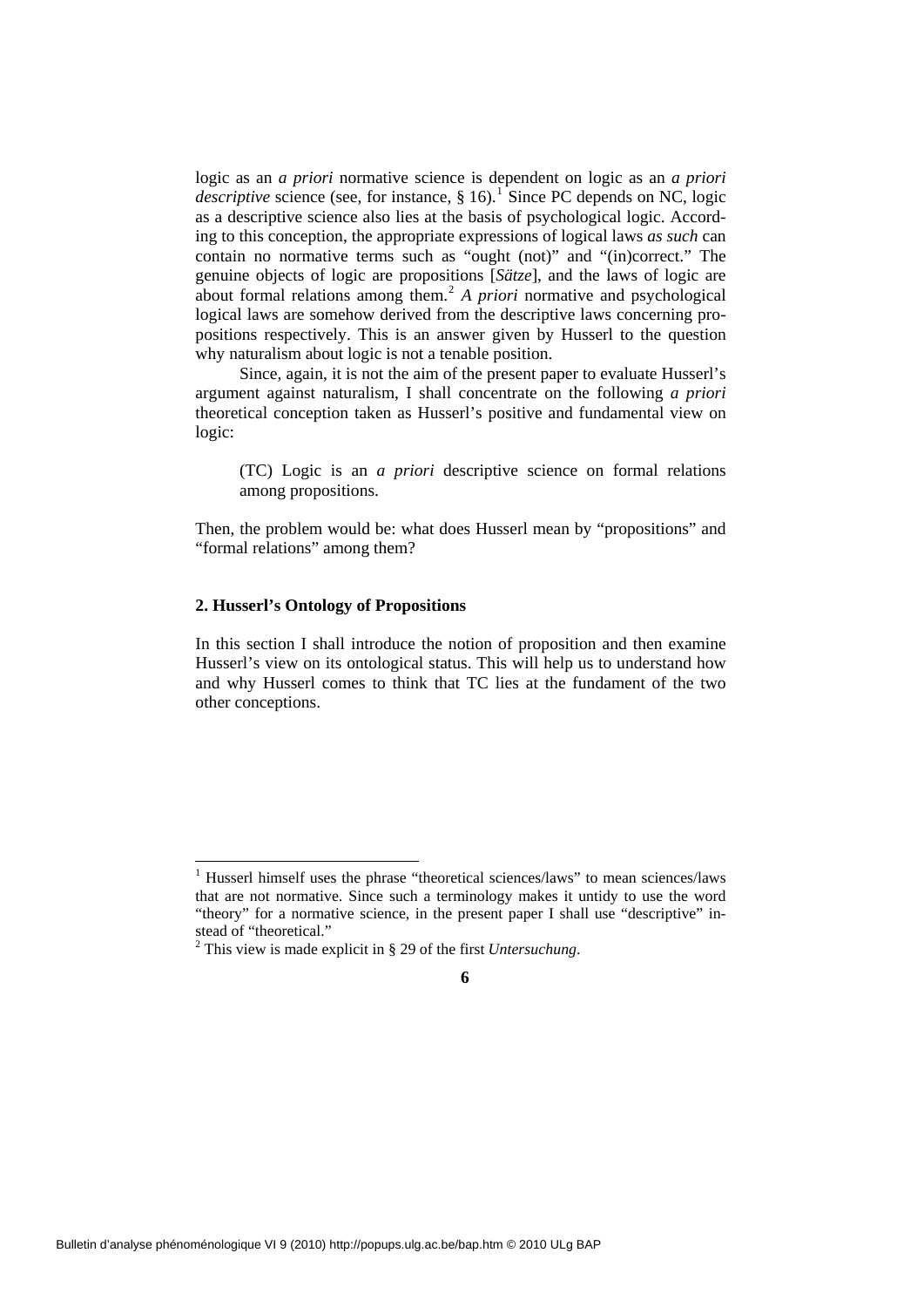logic as an *a priori* normative science is dependent on logic as an *a priori descriptive* science (see, for instance, § 16).[1] Since PC depends on NC, logic as a descriptive science also lies at the basis of psychological logic. According to this conception, the appropriate expressions of logical laws *as such* can contain no normative terms such as "ought (not)" and "(in)correct." The genuine objects of logic are propositions [*Sätze*], and the laws of logic are about formal relations among them.[2] *A priori* normative and psychological logical laws are somehow derived from the descriptive laws concerning propositions respectively. This is an answer given by Husserl to the question why naturalism about logic is not a tenable position.

Since, again, it is not the aim of the present paper to evaluate Husserl's argument against naturalism, I shall concentrate on the following *a priori* theoretical conception taken as Husserl's positive and fundamental view on logic:

> (TC) Logic is an *a priori* descriptive science on formal relations among propositions.

Then, the problem would be: what does Husserl mean by "propositions" and "formal relations" among them?

## 2. Husserl's Ontology of Propositions

In this section I shall introduce the notion of proposition and then examine Husserl's view on its ontological status. This will help us to understand how and why Husserl comes to think that TC lies at the fundament of the two other conceptions.

---

[1] Husserl himself uses the phrase "theoretical sciences/laws" to mean sciences/laws that are not normative. Since such a terminology makes it untidy to use the word "theory" for a normative science, in the present paper I shall use "descriptive" instead of "theoretical."

[2] This view is made explicit in § 29 of the first *Untersuchung*.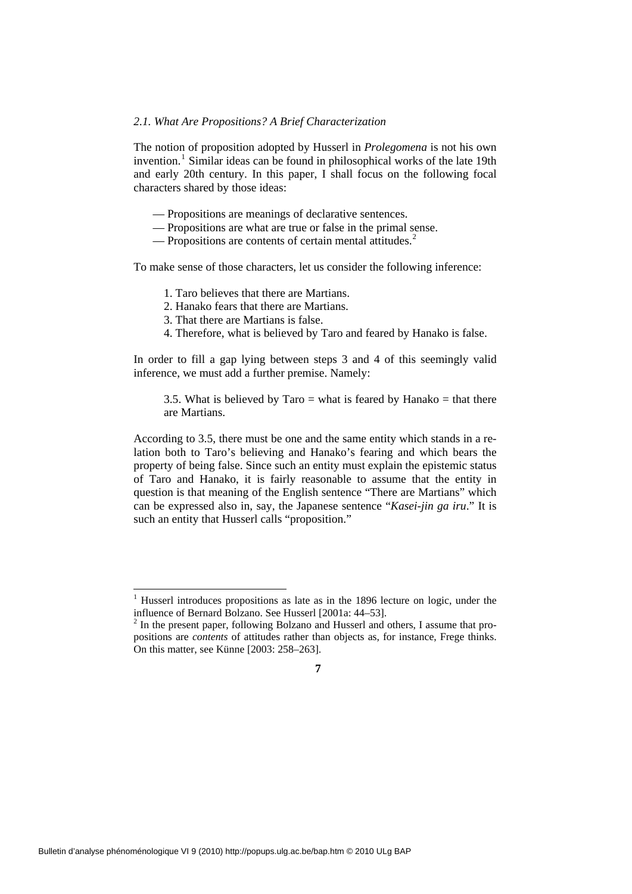### *2.1. What Are Propositions? A Brief Characterization*

The notion of proposition adopted by Husserl in *Prolegomena* is not his own invention.[1] Similar ideas can be found in philosophical works of the late 19th and early 20th century. In this paper, I shall focus on the following focal characters shared by those ideas:

— Propositions are meanings of declarative sentences.
— Propositions are what are true or false in the primal sense.
— Propositions are contents of certain mental attitudes.[2]

To make sense of those characters, let us consider the following inference:

1. Taro believes that there are Martians.
2. Hanako fears that there are Martians.
3. That there are Martians is false.
4. Therefore, what is believed by Taro and feared by Hanako is false.

In order to fill a gap lying between steps 3 and 4 of this seemingly valid inference, we must add a further premise. Namely:

> 3.5. What is believed by Taro = what is feared by Hanako = that there are Martians.

According to 3.5, there must be one and the same entity which stands in a relation both to Taro's believing and Hanako's fearing and which bears the property of being false. Since such an entity must explain the epistemic status of Taro and Hanako, it is fairly reasonable to assume that the entity in question is that meaning of the English sentence "There are Martians" which can be expressed also in, say, the Japanese sentence "*Kasei-jin ga iru*." It is such an entity that Husserl calls "proposition."

---

[1] Husserl introduces propositions as late as in the 1896 lecture on logic, under the influence of Bernard Bolzano. See Husserl [2001a: 44–53].

[2] In the present paper, following Bolzano and Husserl and others, I assume that propositions are *contents* of attitudes rather than objects as, for instance, Frege thinks. On this matter, see Künne [2003: 258–263].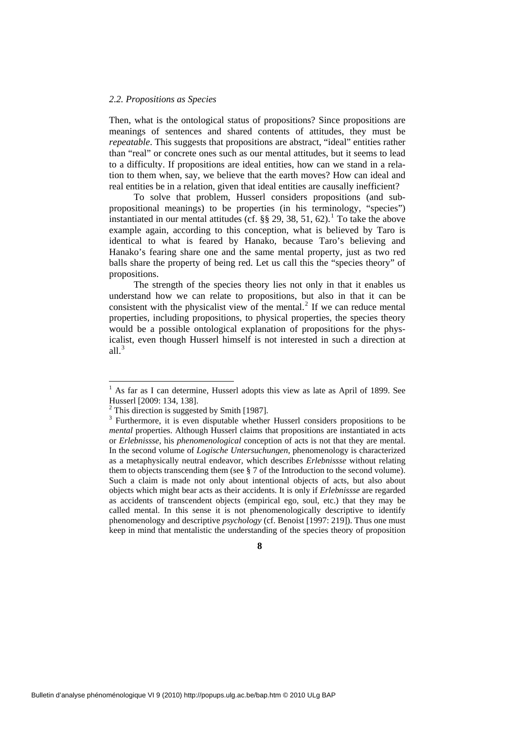### *2.2. Propositions as Species*

Then, what is the ontological status of propositions? Since propositions are meanings of sentences and shared contents of attitudes, they must be *repeatable*. This suggests that propositions are abstract, "ideal" entities rather than "real" or concrete ones such as our mental attitudes, but it seems to lead to a difficulty. If propositions are ideal entities, how can we stand in a relation to them when, say, we believe that the earth moves? How can ideal and real entities be in a relation, given that ideal entities are causally inefficient?

To solve that problem, Husserl considers propositions (and sub-propositional meanings) to be properties (in his terminology, "species") instantiated in our mental attitudes (cf. §§ 29, 38, 51, 62).[1] To take the above example again, according to this conception, what is believed by Taro is identical to what is feared by Hanako, because Taro's believing and Hanako's fearing share one and the same mental property, just as two red balls share the property of being red. Let us call this the "species theory" of propositions.

The strength of the species theory lies not only in that it enables us understand how we can relate to propositions, but also in that it can be consistent with the physicalist view of the mental.[2] If we can reduce mental properties, including propositions, to physical properties, the species theory would be a possible ontological explanation of propositions for the physicalist, even though Husserl himself is not interested in such a direction at all.[3]

---

[1] As far as I can determine, Husserl adopts this view as late as April of 1899. See Husserl [2009: 134, 138].

[2] This direction is suggested by Smith [1987].

[3] Furthermore, it is even disputable whether Husserl considers propositions to be *mental* properties. Although Husserl claims that propositions are instantiated in acts or *Erlebnissse*, his *phenomenological* conception of acts is not that they are mental. In the second volume of *Logische Untersuchungen*, phenomenology is characterized as a metaphysically neutral endeavor, which describes *Erlebnissse* without relating them to objects transcending them (see § 7 of the Introduction to the second volume). Such a claim is made not only about intentional objects of acts, but also about objects which might bear acts as their accidents. It is only if *Erlebnissse* are regarded as accidents of transcendent objects (empirical ego, soul, etc.) that they may be called mental. In this sense it is not phenomenologically descriptive to identify phenomenology and descriptive *psychology* (cf. Benoist [1997: 219]). Thus one must keep in mind that mentalistic the understanding of the species theory of proposition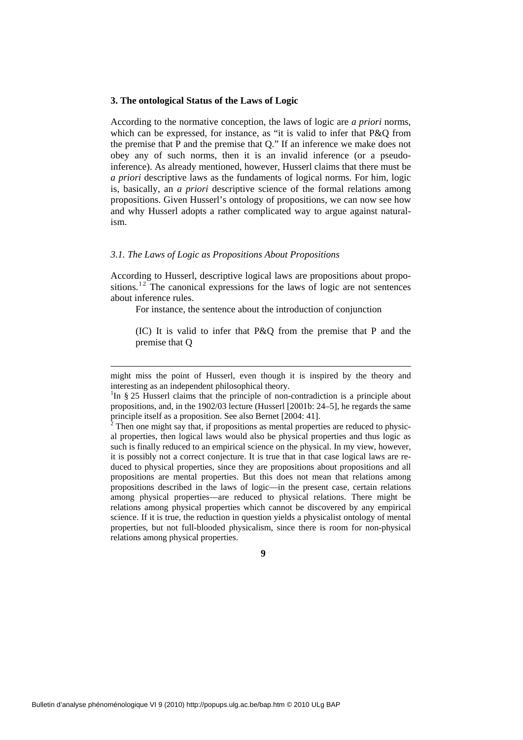### 3. The ontological Status of the Laws of Logic

According to the normative conception, the laws of logic are *a priori* norms, which can be expressed, for instance, as "it is valid to infer that P&Q from the premise that P and the premise that Q." If an inference we make does not obey any of such norms, then it is an invalid inference (or a pseudo-inference). As already mentioned, however, Husserl claims that there must be *a priori* descriptive laws as the fundaments of logical norms. For him, logic is, basically, an *a priori* descriptive science of the formal relations among propositions. Given Husserl's ontology of propositions, we can now see how and why Husserl adopts a rather complicated way to argue against naturalism.

#### *3.1. The Laws of Logic as Propositions About Propositions*

According to Husserl, descriptive logical laws are propositions about propositions.[1 2] The canonical expressions for the laws of logic are not sentences about inference rules.

For instance, the sentence about the introduction of conjunction

> (IC) It is valid to infer that P&Q from the premise that P and the premise that Q

---

might miss the point of Husserl, even though it is inspired by the theory and interesting as an independent philosophical theory.

[1]In § 25 Husserl claims that the principle of non-contradiction is a principle about propositions, and, in the 1902/03 lecture (Husserl [2001b: 24–5], he regards the same principle itself as a proposition. See also Bernet [2004: 41].

[2] Then one might say that, if propositions as mental properties are reduced to physical properties, then logical laws would also be physical properties and thus logic as such is finally reduced to an empirical science on the physical. In my view, however, it is possibly not a correct conjecture. It is true that in that case logical laws are reduced to physical properties, since they are propositions about propositions and all propositions are mental properties. But this does not mean that relations among propositions described in the laws of logic—in the present case, certain relations among physical properties—are reduced to physical relations. There might be relations among physical properties which cannot be discovered by any empirical science. If it is true, the reduction in question yields a physicalist ontology of mental properties, but not full-blooded physicalism, since there is room for non-physical relations among physical properties.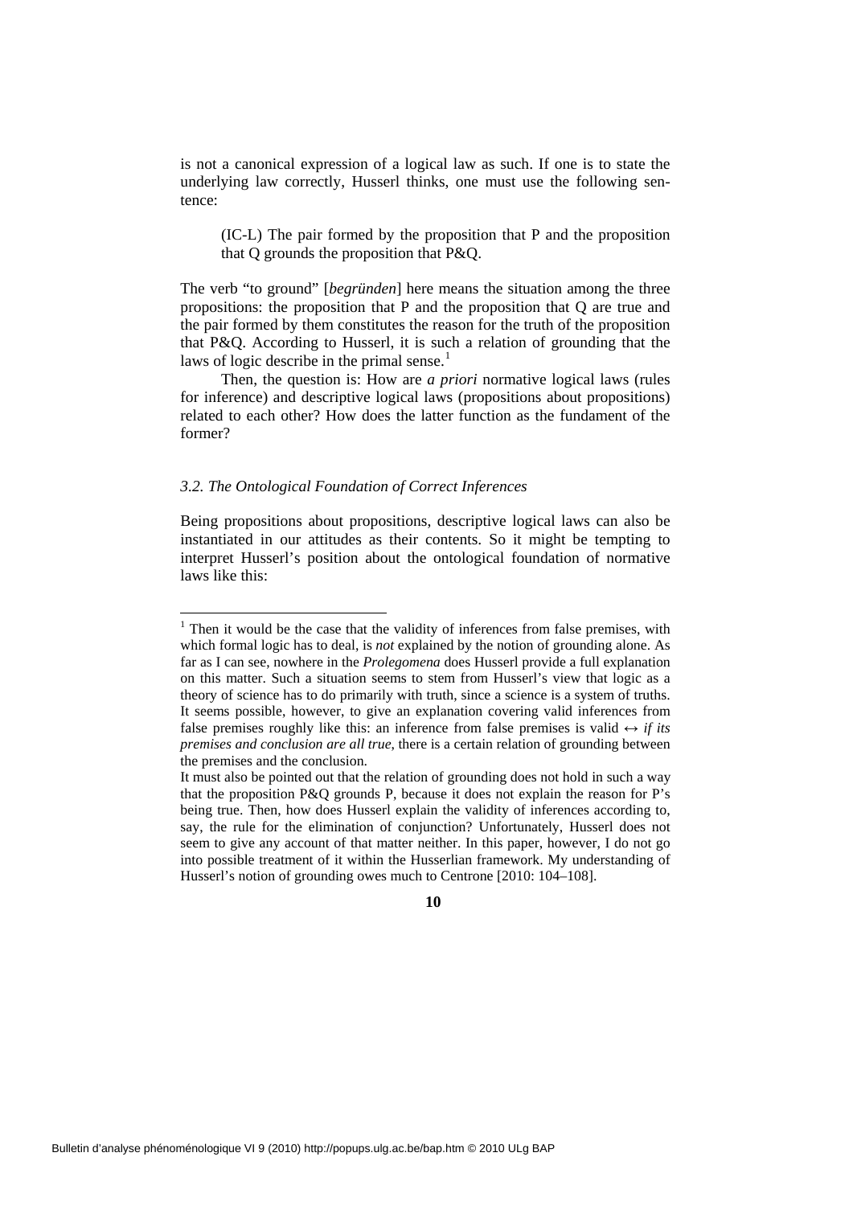is not a canonical expression of a logical law as such. If one is to state the underlying law correctly, Husserl thinks, one must use the following sentence:

> (IC-L) The pair formed by the proposition that P and the proposition that Q grounds the proposition that P&Q.

The verb "to ground" [*begründen*] here means the situation among the three propositions: the proposition that P and the proposition that Q are true and the pair formed by them constitutes the reason for the truth of the proposition that P&Q. According to Husserl, it is such a relation of grounding that the laws of logic describe in the primal sense.[1]

Then, the question is: How are *a priori* normative logical laws (rules for inference) and descriptive logical laws (propositions about propositions) related to each other? How does the latter function as the fundament of the former?

### *3.2. The Ontological Foundation of Correct Inferences*

Being propositions about propositions, descriptive logical laws can also be instantiated in our attitudes as their contents. So it might be tempting to interpret Husserl's position about the ontological foundation of normative laws like this:

---

[1] Then it would be the case that the validity of inferences from false premises, with which formal logic has to deal, is *not* explained by the notion of grounding alone. As far as I can see, nowhere in the *Prolegomena* does Husserl provide a full explanation on this matter. Such a situation seems to stem from Husserl's view that logic as a theory of science has to do primarily with truth, since a science is a system of truths. It seems possible, however, to give an explanation covering valid inferences from false premises roughly like this: an inference from false premises is valid $\leftrightarrow$ *if its premises and conclusion are all true*, there is a certain relation of grounding between the premises and the conclusion.

It must also be pointed out that the relation of grounding does not hold in such a way that the proposition P&Q grounds P, because it does not explain the reason for P's being true. Then, how does Husserl explain the validity of inferences according to, say, the rule for the elimination of conjunction? Unfortunately, Husserl does not seem to give any account of that matter neither. In this paper, however, I do not go into possible treatment of it within the Husserlian framework. My understanding of Husserl's notion of grounding owes much to Centrone [2010: 104–108].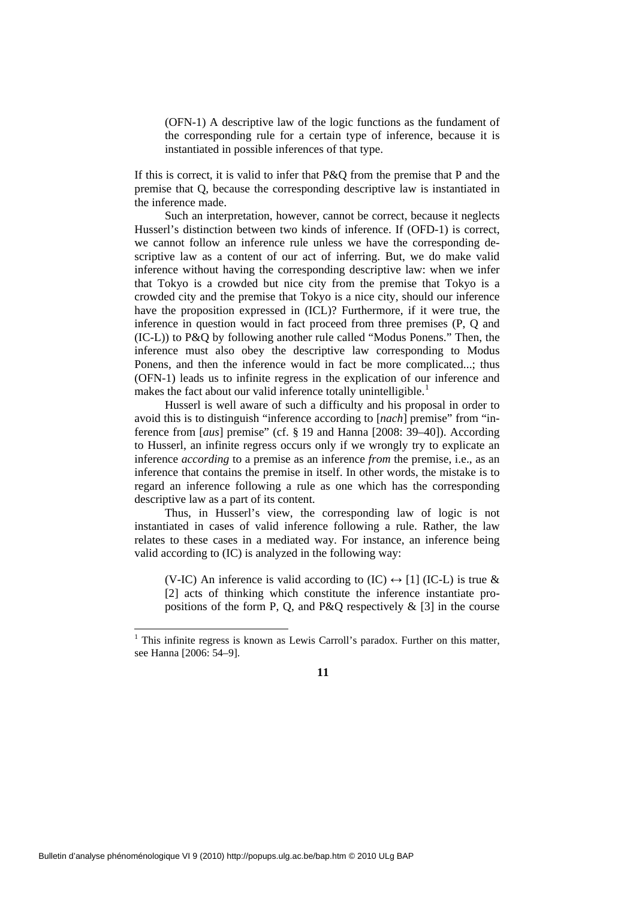(OFN-1) A descriptive law of the logic functions as the fundament of the corresponding rule for a certain type of inference, because it is instantiated in possible inferences of that type.

If this is correct, it is valid to infer that P&Q from the premise that P and the premise that Q, because the corresponding descriptive law is instantiated in the inference made.

Such an interpretation, however, cannot be correct, because it neglects Husserl's distinction between two kinds of inference. If (OFD-1) is correct, we cannot follow an inference rule unless we have the corresponding descriptive law as a content of our act of inferring. But, we do make valid inference without having the corresponding descriptive law: when we infer that Tokyo is a crowded but nice city from the premise that Tokyo is a crowded city and the premise that Tokyo is a nice city, should our inference have the proposition expressed in (ICL)? Furthermore, if it were true, the inference in question would in fact proceed from three premises (P, Q and (IC-L)) to P&Q by following another rule called "Modus Ponens." Then, the inference must also obey the descriptive law corresponding to Modus Ponens, and then the inference would in fact be more complicated...; thus (OFN-1) leads us to infinite regress in the explication of our inference and makes the fact about our valid inference totally unintelligible.[1]

Husserl is well aware of such a difficulty and his proposal in order to avoid this is to distinguish "inference according to [*nach*] premise" from "inference from [*aus*] premise" (cf. § 19 and Hanna [2008: 39–40]). According to Husserl, an infinite regress occurs only if we wrongly try to explicate an inference *according* to a premise as an inference *from* the premise, i.e., as an inference that contains the premise in itself. In other words, the mistake is to regard an inference following a rule as one which has the corresponding descriptive law as a part of its content.

Thus, in Husserl's view, the corresponding law of logic is not instantiated in cases of valid inference following a rule. Rather, the law relates to these cases in a mediated way. For instance, an inference being valid according to (IC) is analyzed in the following way:

(V-IC) An inference is valid according to (IC) $\leftrightarrow$ [1] (IC-L) is true & [2] acts of thinking which constitute the inference instantiate propositions of the form P, Q, and P&Q respectively & [3] in the course

[1] This infinite regress is known as Lewis Carroll's paradox. Further on this matter, see Hanna [2006: 54–9].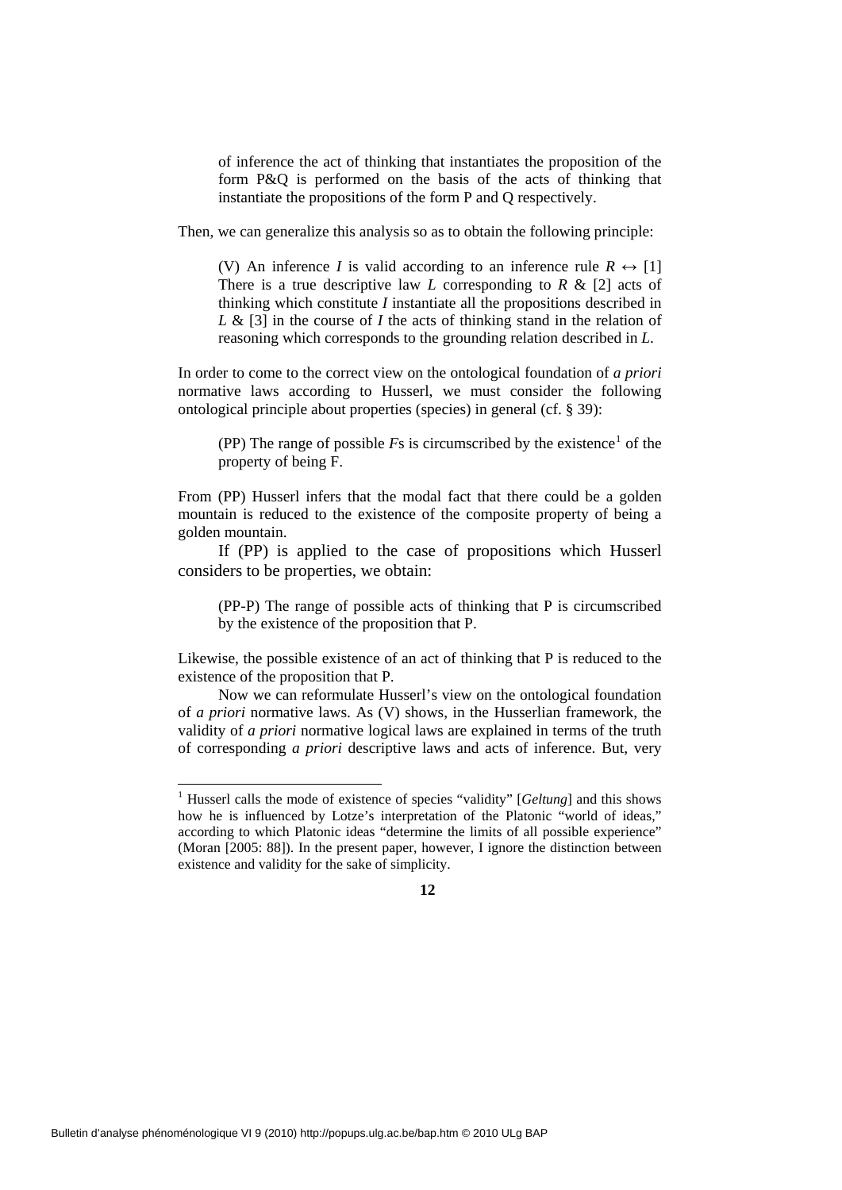of inference the act of thinking that instantiates the proposition of the form P&Q is performed on the basis of the acts of thinking that instantiate the propositions of the form P and Q respectively.

Then, we can generalize this analysis so as to obtain the following principle:

> (V) An inference *I* is valid according to an inference rule $R \leftrightarrow$ [1] There is a true descriptive law *L* corresponding to *R* & [2] acts of thinking which constitute *I* instantiate all the propositions described in *L* & [3] in the course of *I* the acts of thinking stand in the relation of reasoning which corresponds to the grounding relation described in *L*.

In order to come to the correct view on the ontological foundation of *a priori* normative laws according to Husserl, we must consider the following ontological principle about properties (species) in general (cf. § 39):

> (PP) The range of possible *F*s is circumscribed by the existence[1] of the property of being F.

From (PP) Husserl infers that the modal fact that there could be a golden mountain is reduced to the existence of the composite property of being a golden mountain.

If (PP) is applied to the case of propositions which Husserl considers to be properties, we obtain:

> (PP-P) The range of possible acts of thinking that P is circumscribed by the existence of the proposition that P.

Likewise, the possible existence of an act of thinking that P is reduced to the existence of the proposition that P.

Now we can reformulate Husserl's view on the ontological foundation of *a priori* normative laws. As (V) shows, in the Husserlian framework, the validity of *a priori* normative logical laws are explained in terms of the truth of corresponding *a priori* descriptive laws and acts of inference. But, very

---

[1] Husserl calls the mode of existence of species "validity" [*Geltung*] and this shows how he is influenced by Lotze's interpretation of the Platonic "world of ideas," according to which Platonic ideas "determine the limits of all possible experience" (Moran [2005: 88]). In the present paper, however, I ignore the distinction between existence and validity for the sake of simplicity.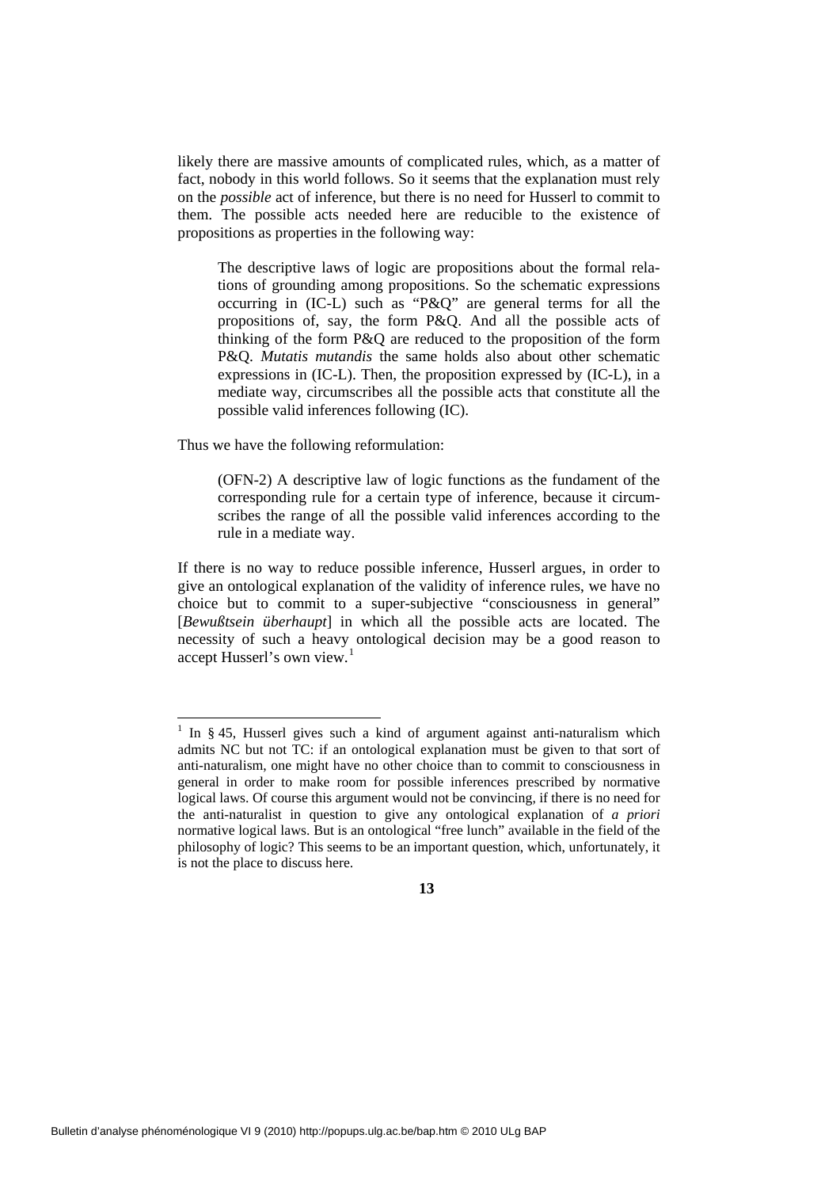likely there are massive amounts of complicated rules, which, as a matter of fact, nobody in this world follows. So it seems that the explanation must rely on the *possible* act of inference, but there is no need for Husserl to commit to them. The possible acts needed here are reducible to the existence of propositions as properties in the following way:

> The descriptive laws of logic are propositions about the formal relations of grounding among propositions. So the schematic expressions occurring in (IC-L) such as "P&Q" are general terms for all the propositions of, say, the form P&Q. And all the possible acts of thinking of the form P&Q are reduced to the proposition of the form P&Q. *Mutatis mutandis* the same holds also about other schematic expressions in (IC-L). Then, the proposition expressed by (IC-L), in a mediate way, circumscribes all the possible acts that constitute all the possible valid inferences following (IC).

Thus we have the following reformulation:

> (OFN-2) A descriptive law of logic functions as the fundament of the corresponding rule for a certain type of inference, because it circumscribes the range of all the possible valid inferences according to the rule in a mediate way.

If there is no way to reduce possible inference, Husserl argues, in order to give an ontological explanation of the validity of inference rules, we have no choice but to commit to a super-subjective "consciousness in general" [*Bewußtsein überhaupt*] in which all the possible acts are located. The necessity of such a heavy ontological decision may be a good reason to accept Husserl's own view.[1]

---

[1] In § 45, Husserl gives such a kind of argument against anti-naturalism which admits NC but not TC: if an ontological explanation must be given to that sort of anti-naturalism, one might have no other choice than to commit to consciousness in general in order to make room for possible inferences prescribed by normative logical laws. Of course this argument would not be convincing, if there is no need for the anti-naturalist in question to give any ontological explanation of *a priori* normative logical laws. But is an ontological "free lunch" available in the field of the philosophy of logic? This seems to be an important question, which, unfortunately, it is not the place to discuss here.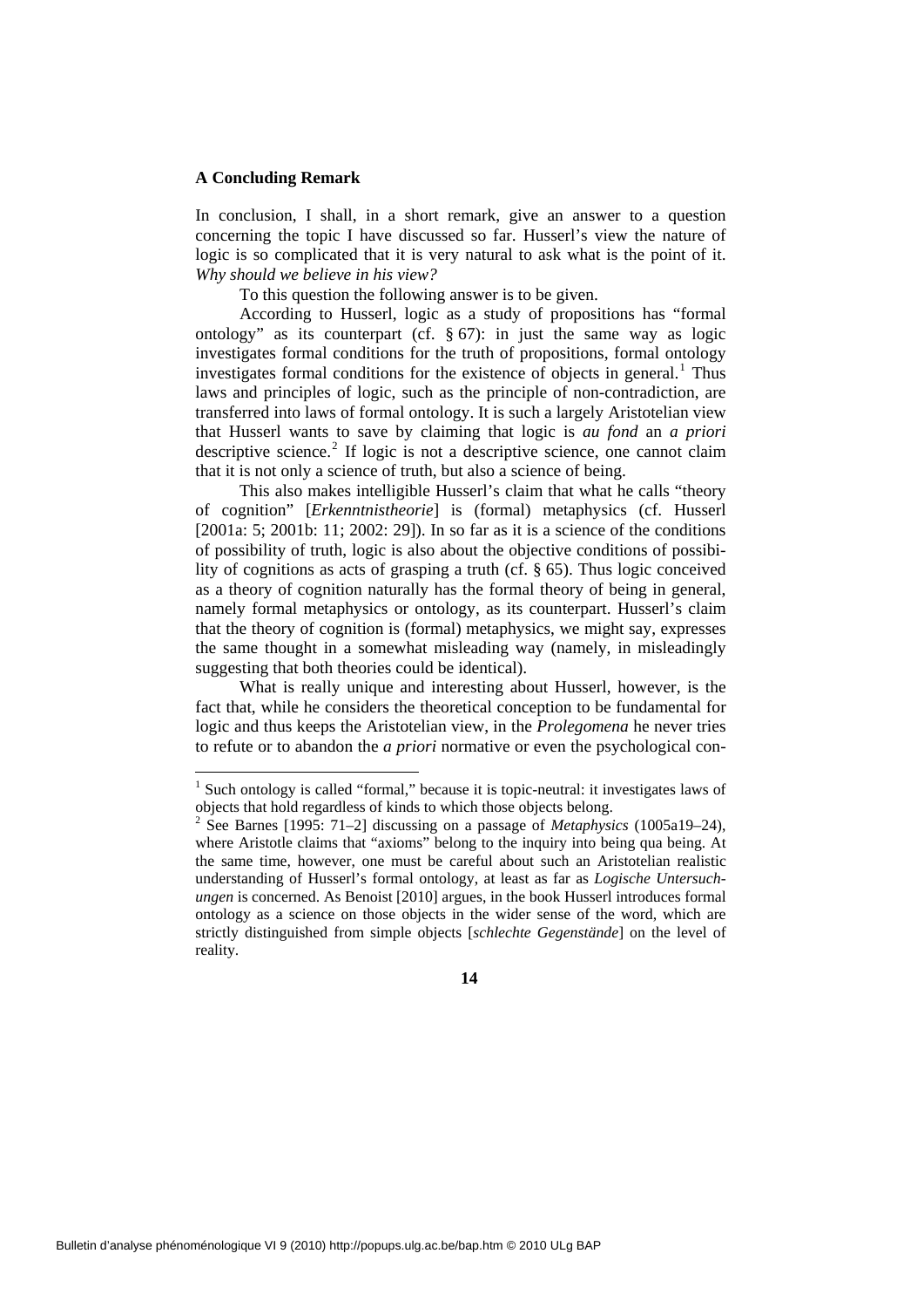### A Concluding Remark

In conclusion, I shall, in a short remark, give an answer to a question concerning the topic I have discussed so far. Husserl's view the nature of logic is so complicated that it is very natural to ask what is the point of it. *Why should we believe in his view?*

To this question the following answer is to be given.

According to Husserl, logic as a study of propositions has "formal ontology" as its counterpart (cf. § 67): in just the same way as logic investigates formal conditions for the truth of propositions, formal ontology investigates formal conditions for the existence of objects in general.[1] Thus laws and principles of logic, such as the principle of non-contradiction, are transferred into laws of formal ontology. It is such a largely Aristotelian view that Husserl wants to save by claiming that logic is *au fond* an *a priori* descriptive science.[2] If logic is not a descriptive science, one cannot claim that it is not only a science of truth, but also a science of being.

This also makes intelligible Husserl's claim that what he calls "theory of cognition" [*Erkenntnistheorie*] is (formal) metaphysics (cf. Husserl [2001a: 5; 2001b: 11; 2002: 29]). In so far as it is a science of the conditions of possibility of truth, logic is also about the objective conditions of possibility of cognitions as acts of grasping a truth (cf. § 65). Thus logic conceived as a theory of cognition naturally has the formal theory of being in general, namely formal metaphysics or ontology, as its counterpart. Husserl's claim that the theory of cognition is (formal) metaphysics, we might say, expresses the same thought in a somewhat misleading way (namely, in misleadingly suggesting that both theories could be identical).

What is really unique and interesting about Husserl, however, is the fact that, while he considers the theoretical conception to be fundamental for logic and thus keeps the Aristotelian view, in the *Prolegomena* he never tries to refute or to abandon the *a priori* normative or even the psychological con-

---

[1] Such ontology is called "formal," because it is topic-neutral: it investigates laws of objects that hold regardless of kinds to which those objects belong.

[2] See Barnes [1995: 71–2] discussing on a passage of *Metaphysics* (1005a19–24), where Aristotle claims that "axioms" belong to the inquiry into being qua being. At the same time, however, one must be careful about such an Aristotelian realistic understanding of Husserl's formal ontology, at least as far as *Logische Untersuchungen* is concerned. As Benoist [2010] argues, in the book Husserl introduces formal ontology as a science on those objects in the wider sense of the word, which are strictly distinguished from simple objects [*schlechte Gegenstände*] on the level of reality.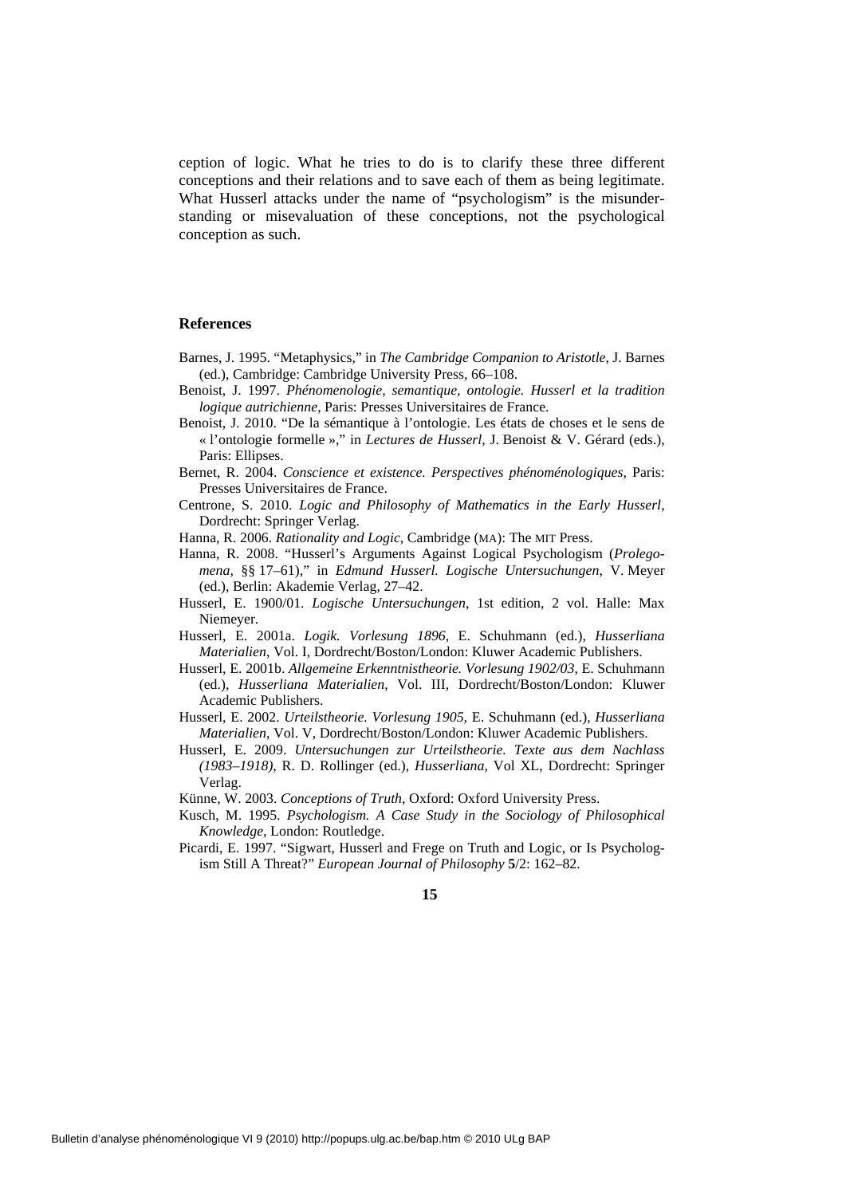ception of logic. What he tries to do is to clarify these three different conceptions and their relations and to save each of them as being legitimate. What Husserl attacks under the name of "psychologism" is the misunderstanding or misevaluation of these conceptions, not the psychological conception as such.

### References

Barnes, J. 1995. "Metaphysics," in *The Cambridge Companion to Aristotle*, J. Barnes (ed.), Cambridge: Cambridge University Press, 66–108.

Benoist, J. 1997. *Phénomenologie, semantique, ontologie. Husserl et la tradition logique autrichienne*, Paris: Presses Universitaires de France.

Benoist, J. 2010. "De la sémantique à l'ontologie. Les états de choses et le sens de « l'ontologie formelle »," in *Lectures de Husserl*, J. Benoist & V. Gérard (eds.), Paris: Ellipses.

Bernet, R. 2004. *Conscience et existence. Perspectives phénoménologiques*, Paris: Presses Universitaires de France.

Centrone, S. 2010. *Logic and Philosophy of Mathematics in the Early Husserl*, Dordrecht: Springer Verlag.

Hanna, R. 2006. *Rationality and Logic*, Cambridge (MA): The MIT Press.

Hanna, R. 2008. "Husserl's Arguments Against Logical Psychologism (*Prolegomena,* §§ 17–61)," in *Edmund Husserl. Logische Untersuchungen*, V. Meyer (ed.), Berlin: Akademie Verlag, 27–42.

Husserl, E. 1900/01. *Logische Untersuchungen*, 1st edition, 2 vol. Halle: Max Niemeyer.

Husserl, E. 2001a. *Logik. Vorlesung 1896*, E. Schuhmann (ed.), *Husserliana Materialien*, Vol. I, Dordrecht/Boston/London: Kluwer Academic Publishers.

Husserl, E. 2001b. *Allgemeine Erkenntnistheorie. Vorlesung 1902/03*, E. Schuhmann (ed.), *Husserliana Materialien*, Vol. III, Dordrecht/Boston/London: Kluwer Academic Publishers.

Husserl, E. 2002. *Urteilstheorie. Vorlesung 1905*, E. Schuhmann (ed.), *Husserliana Materialien*, Vol. V, Dordrecht/Boston/London: Kluwer Academic Publishers.

Husserl, E. 2009. *Untersuchungen zur Urteilstheorie. Texte aus dem Nachlass (1983–1918)*, R. D. Rollinger (ed.), *Husserliana*, Vol XL, Dordrecht: Springer Verlag.

Künne, W. 2003. *Conceptions of Truth*, Oxford: Oxford University Press.

Kusch, M. 1995. *Psychologism. A Case Study in the Sociology of Philosophical Knowledge*, London: Routledge.

Picardi, E. 1997. "Sigwart, Husserl and Frege on Truth and Logic, or Is Psychologism Still A Threat?" *European Journal of Philosophy* **5**/2: 162–82.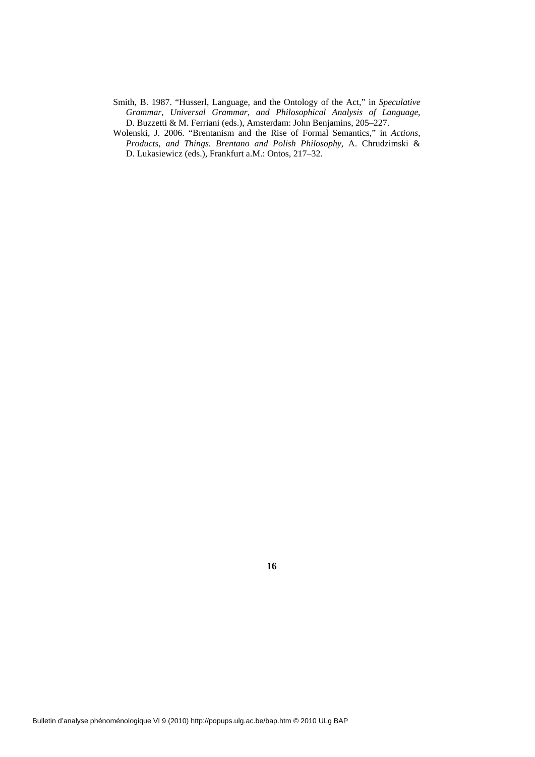Smith, B. 1987. "Husserl, Language, and the Ontology of the Act," in *Speculative Grammar, Universal Grammar, and Philosophical Analysis of Language*, D. Buzzetti & M. Ferriani (eds.), Amsterdam: John Benjamins, 205–227.

Wolenski, J. 2006. "Brentanism and the Rise of Formal Semantics," in *Actions, Products, and Things. Brentano and Polish Philosophy*, A. Chrudzimski & D. Lukasiewicz (eds.), Frankfurt a.M.: Ontos, 217–32.